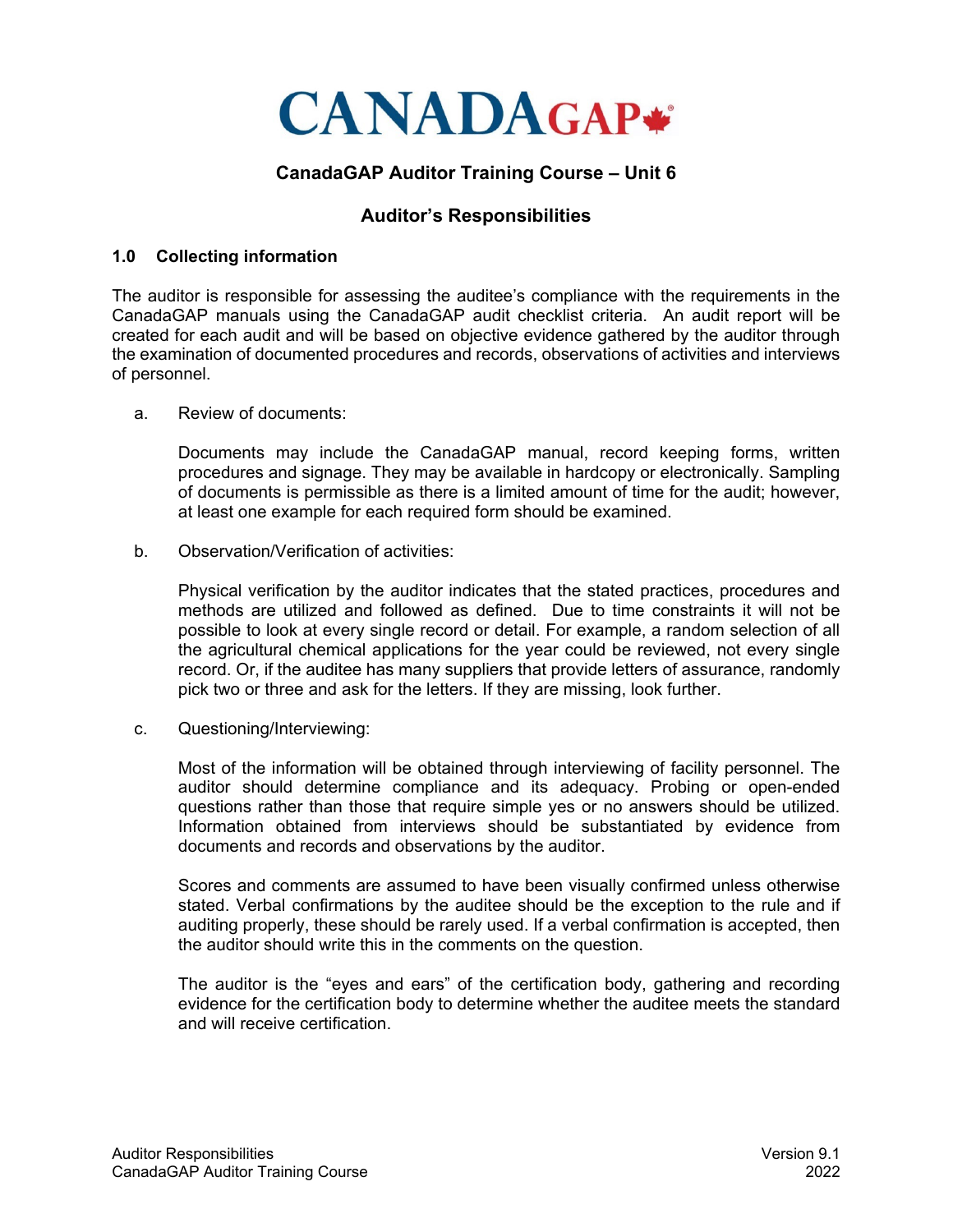# CANADAGAP

## CanadaGAP Auditor Training Course – Unit 6

## Auditor's Responsibilities

### 1.0 Collecting information

The auditor is responsible for assessing the auditee's compliance with the requirements in the CanadaGAP manuals using the CanadaGAP audit checklist criteria. An audit report will be created for each audit and will be based on objective evidence gathered by the auditor through the examination of documented procedures and records, observations of activities and interviews of personnel.

a. Review of documents:

   Documents may include the CanadaGAP manual, record keeping forms, written procedures and signage. They may be available in hardcopy or electronically. Sampling of documents is permissible as there is a limited amount of time for the audit; however, at least one example for each required form should be examined.

b. Observation/Verification of activities:

   Physical verification by the auditor indicates that the stated practices, procedures and methods are utilized and followed as defined. Due to time constraints it will not be possible to look at every single record or detail. For example, a random selection of all the agricultural chemical applications for the year could be reviewed, not every single record. Or, if the auditee has many suppliers that provide letters of assurance, randomly pick two or three and ask for the letters. If they are missing, look further.

c. Questioning/Interviewing:

   Most of the information will be obtained through interviewing of facility personnel. The auditor should determine compliance and its adequacy. Probing or open-ended questions rather than those that require simple yes or no answers should be utilized. Information obtained from interviews should be substantiated by evidence from documents and records and observations by the auditor.

   Scores and comments are assumed to have been visually confirmed unless otherwise stated. Verbal confirmations by the auditee should be the exception to the rule and if auditing properly, these should be rarely used. If a verbal confirmation is accepted, then the auditor should write this in the comments on the question.

   The auditor is the "eyes and ears" of the certification body, gathering and recording evidence for the certification body to determine whether the auditee meets the standard and will receive certification.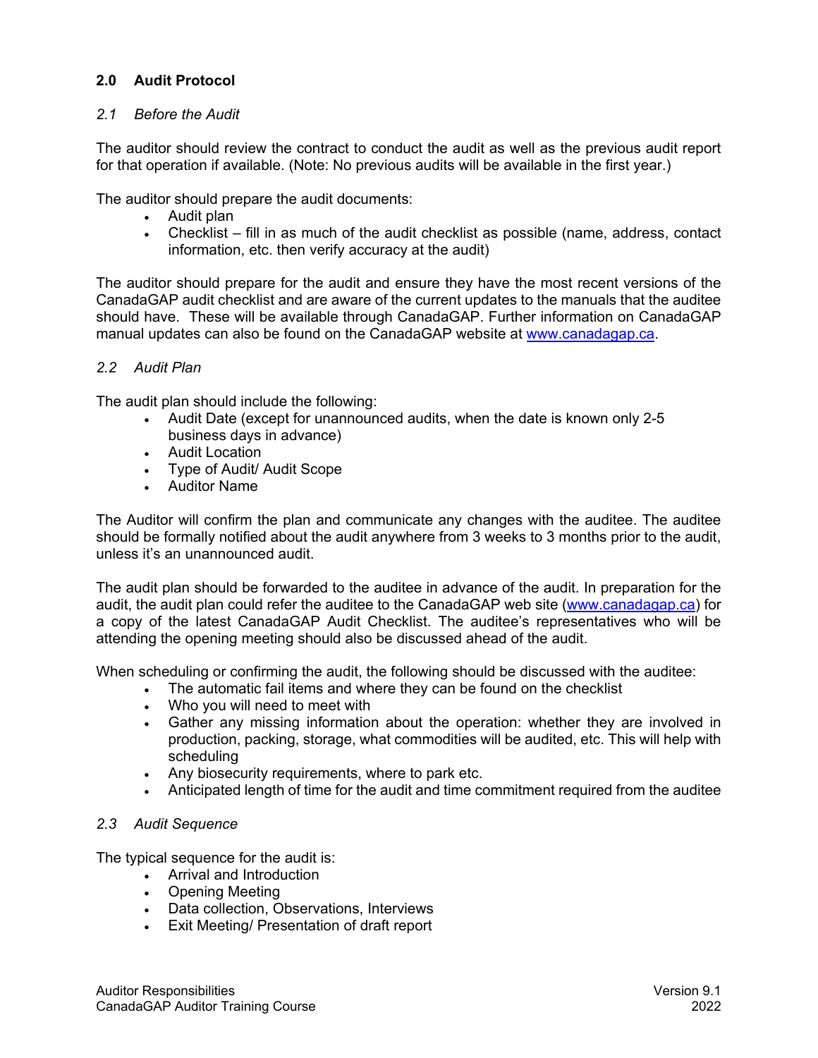## 2.0 Audit Protocol

### *2.1 Before the Audit*

The auditor should review the contract to conduct the audit as well as the previous audit report for that operation if available. (Note: No previous audits will be available in the first year.)

The auditor should prepare the audit documents:

- Audit plan
- Checklist – fill in as much of the audit checklist as possible (name, address, contact information, etc. then verify accuracy at the audit)

The auditor should prepare for the audit and ensure they have the most recent versions of the CanadaGAP audit checklist and are aware of the current updates to the manuals that the auditee should have. These will be available through CanadaGAP. Further information on CanadaGAP manual updates can also be found on the CanadaGAP website at [www.canadagap.ca](http://www.canadagap.ca).

### *2.2 Audit Plan*

The audit plan should include the following:

- Audit Date (except for unannounced audits, when the date is known only 2-5 business days in advance)
- Audit Location
- Type of Audit/ Audit Scope
- Auditor Name

The Auditor will confirm the plan and communicate any changes with the auditee. The auditee should be formally notified about the audit anywhere from 3 weeks to 3 months prior to the audit, unless it's an unannounced audit.

The audit plan should be forwarded to the auditee in advance of the audit. In preparation for the audit, the audit plan could refer the auditee to the CanadaGAP web site ([www.canadagap.ca](http://www.canadagap.ca)) for a copy of the latest CanadaGAP Audit Checklist. The auditee's representatives who will be attending the opening meeting should also be discussed ahead of the audit.

When scheduling or confirming the audit, the following should be discussed with the auditee:

- The automatic fail items and where they can be found on the checklist
- Who you will need to meet with
- Gather any missing information about the operation: whether they are involved in production, packing, storage, what commodities will be audited, etc. This will help with scheduling
- Any biosecurity requirements, where to park etc.
- Anticipated length of time for the audit and time commitment required from the auditee

### *2.3 Audit Sequence*

The typical sequence for the audit is:

- Arrival and Introduction
- Opening Meeting
- Data collection, Observations, Interviews
- Exit Meeting/ Presentation of draft report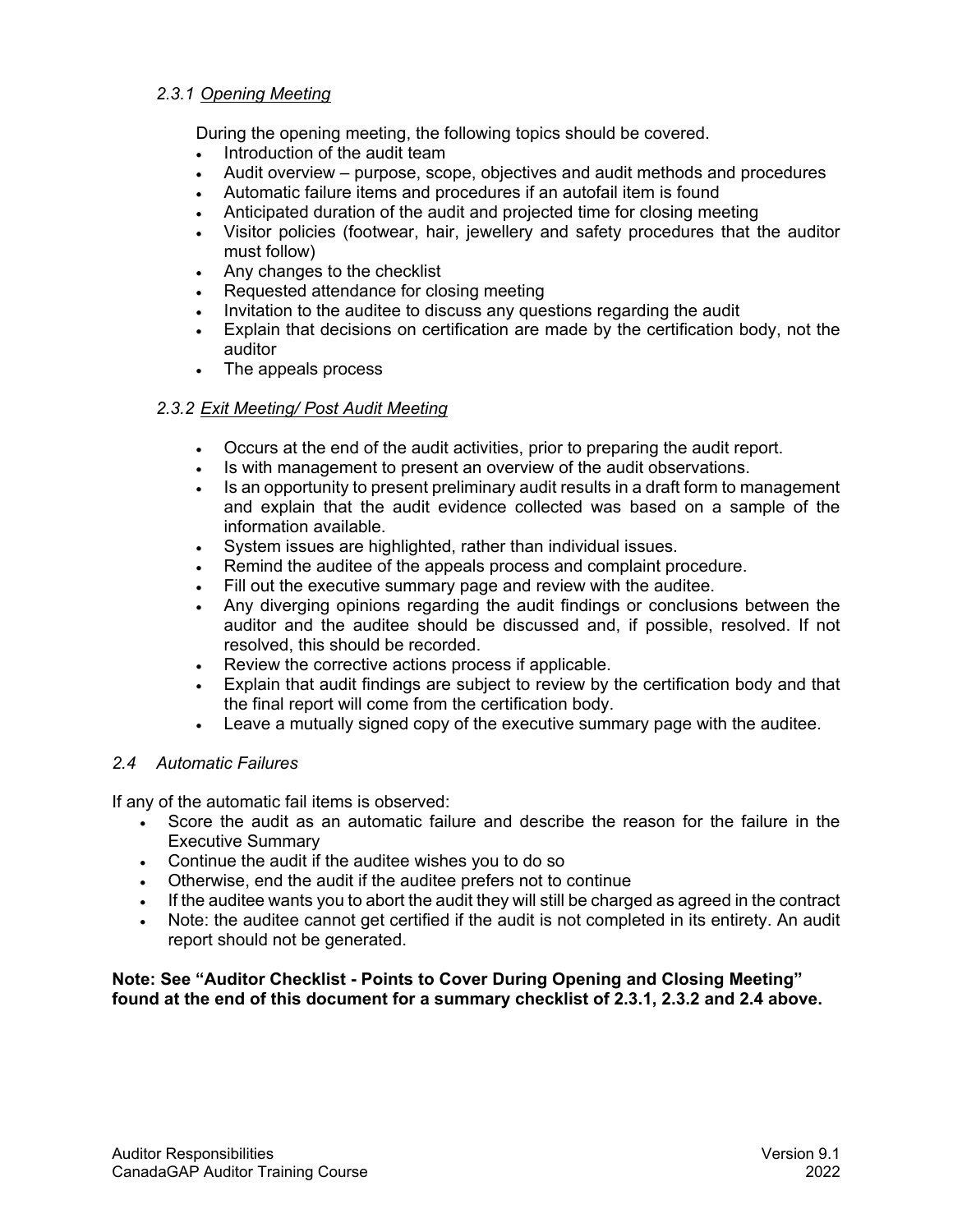#### *2.3.1 Opening Meeting*

During the opening meeting, the following topics should be covered.

- Introduction of the audit team
- Audit overview – purpose, scope, objectives and audit methods and procedures
- Automatic failure items and procedures if an autofail item is found
- Anticipated duration of the audit and projected time for closing meeting
- Visitor policies (footwear, hair, jewellery and safety procedures that the auditor must follow)
- Any changes to the checklist
- Requested attendance for closing meeting
- Invitation to the auditee to discuss any questions regarding the audit
- Explain that decisions on certification are made by the certification body, not the auditor
- The appeals process

#### *2.3.2 Exit Meeting/ Post Audit Meeting*

- Occurs at the end of the audit activities, prior to preparing the audit report.
- Is with management to present an overview of the audit observations.
- Is an opportunity to present preliminary audit results in a draft form to management and explain that the audit evidence collected was based on a sample of the information available.
- System issues are highlighted, rather than individual issues.
- Remind the auditee of the appeals process and complaint procedure.
- Fill out the executive summary page and review with the auditee.
- Any diverging opinions regarding the audit findings or conclusions between the auditor and the auditee should be discussed and, if possible, resolved. If not resolved, this should be recorded.
- Review the corrective actions process if applicable.
- Explain that audit findings are subject to review by the certification body and that the final report will come from the certification body.
- Leave a mutually signed copy of the executive summary page with the auditee.

### *2.4 Automatic Failures*

If any of the automatic fail items is observed:

- Score the audit as an automatic failure and describe the reason for the failure in the Executive Summary
- Continue the audit if the auditee wishes you to do so
- Otherwise, end the audit if the auditee prefers not to continue
- If the auditee wants you to abort the audit they will still be charged as agreed in the contract
- Note: the auditee cannot get certified if the audit is not completed in its entirety. An audit report should not be generated.

**Note: See "Auditor Checklist - Points to Cover During Opening and Closing Meeting" found at the end of this document for a summary checklist of 2.3.1, 2.3.2 and 2.4 above.**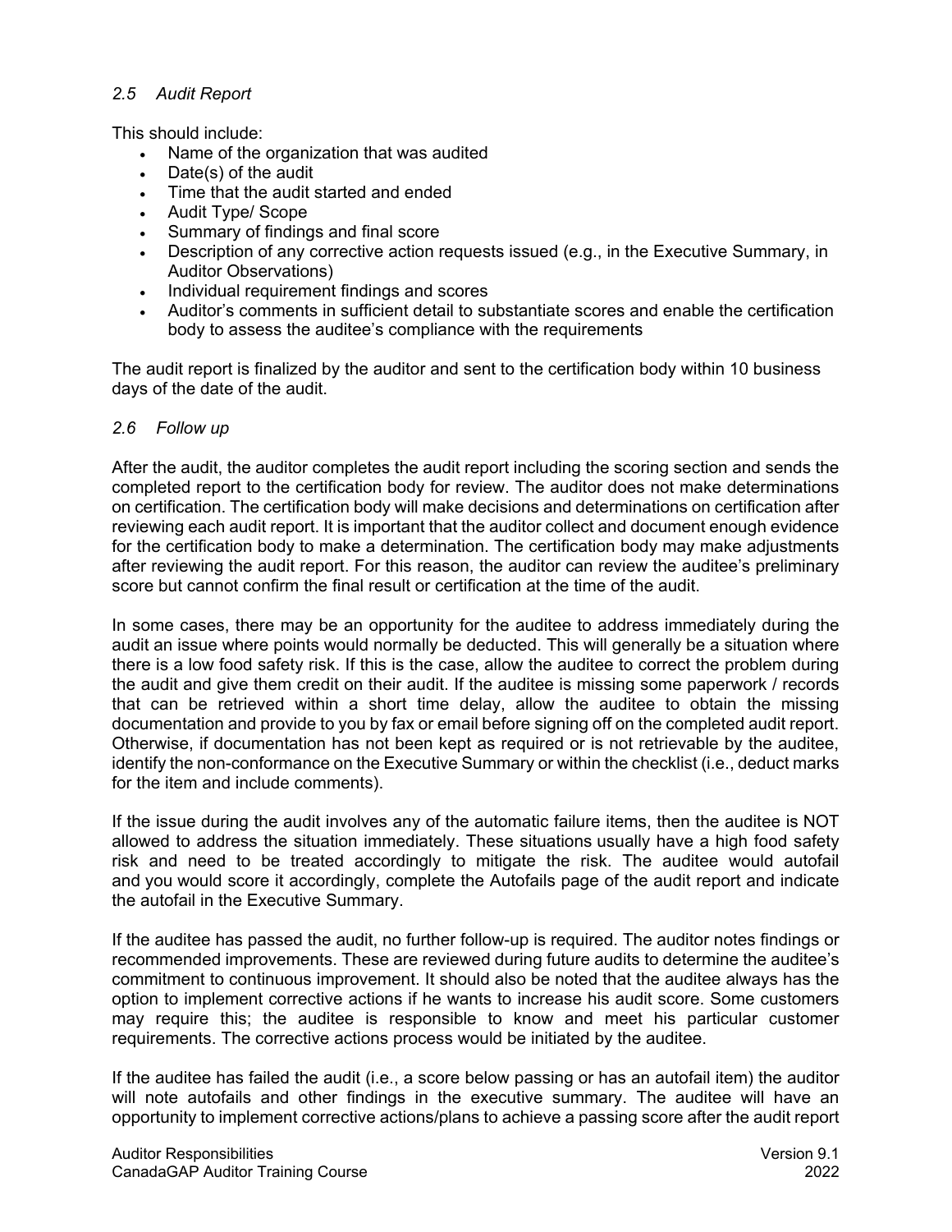### *2.5 Audit Report*

This should include:

- Name of the organization that was audited
- Date(s) of the audit
- Time that the audit started and ended
- Audit Type/ Scope
- Summary of findings and final score
- Description of any corrective action requests issued (e.g., in the Executive Summary, in Auditor Observations)
- Individual requirement findings and scores
- Auditor's comments in sufficient detail to substantiate scores and enable the certification body to assess the auditee's compliance with the requirements

The audit report is finalized by the auditor and sent to the certification body within 10 business days of the date of the audit.

### *2.6 Follow up*

After the audit, the auditor completes the audit report including the scoring section and sends the completed report to the certification body for review. The auditor does not make determinations on certification. The certification body will make decisions and determinations on certification after reviewing each audit report. It is important that the auditor collect and document enough evidence for the certification body to make a determination. The certification body may make adjustments after reviewing the audit report. For this reason, the auditor can review the auditee's preliminary score but cannot confirm the final result or certification at the time of the audit.

In some cases, there may be an opportunity for the auditee to address immediately during the audit an issue where points would normally be deducted. This will generally be a situation where there is a low food safety risk. If this is the case, allow the auditee to correct the problem during the audit and give them credit on their audit. If the auditee is missing some paperwork / records that can be retrieved within a short time delay, allow the auditee to obtain the missing documentation and provide to you by fax or email before signing off on the completed audit report. Otherwise, if documentation has not been kept as required or is not retrievable by the auditee, identify the non-conformance on the Executive Summary or within the checklist (i.e., deduct marks for the item and include comments).

If the issue during the audit involves any of the automatic failure items, then the auditee is NOT allowed to address the situation immediately. These situations usually have a high food safety risk and need to be treated accordingly to mitigate the risk. The auditee would autofail and you would score it accordingly, complete the Autofails page of the audit report and indicate the autofail in the Executive Summary.

If the auditee has passed the audit, no further follow-up is required. The auditor notes findings or recommended improvements. These are reviewed during future audits to determine the auditee's commitment to continuous improvement. It should also be noted that the auditee always has the option to implement corrective actions if he wants to increase his audit score. Some customers may require this; the auditee is responsible to know and meet his particular customer requirements. The corrective actions process would be initiated by the auditee.

If the auditee has failed the audit (i.e., a score below passing or has an autofail item) the auditor will note autofails and other findings in the executive summary. The auditee will have an opportunity to implement corrective actions/plans to achieve a passing score after the audit report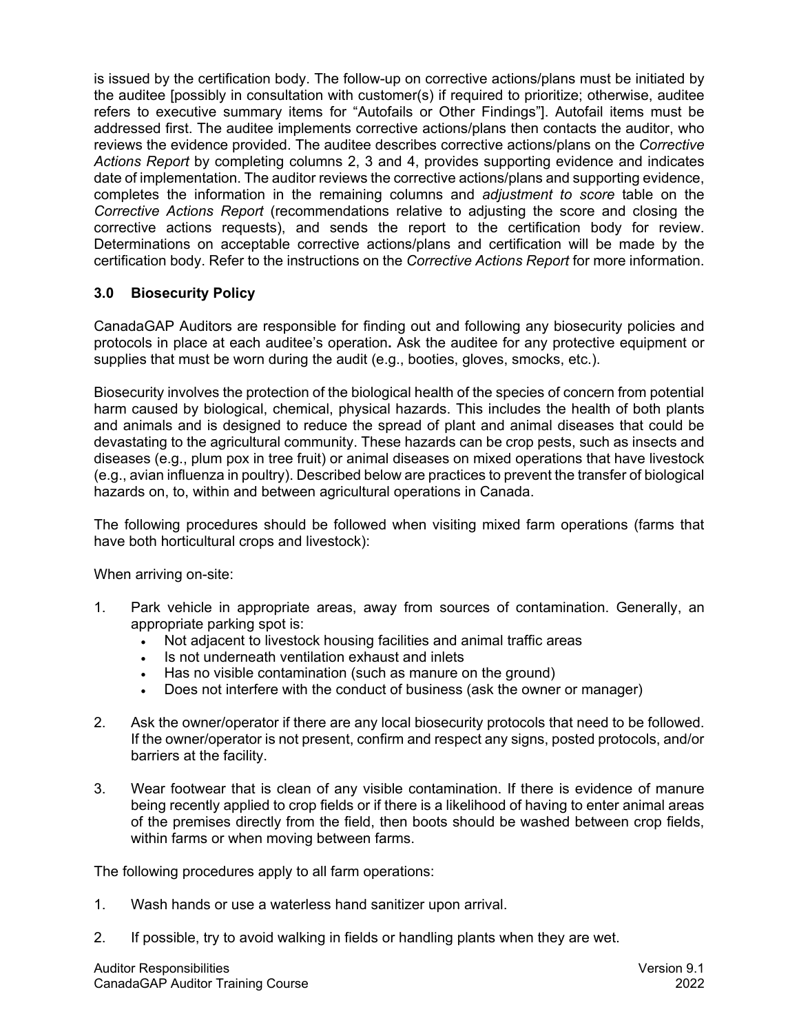is issued by the certification body. The follow-up on corrective actions/plans must be initiated by the auditee [possibly in consultation with customer(s) if required to prioritize; otherwise, auditee refers to executive summary items for "Autofails or Other Findings"]. Autofail items must be addressed first. The auditee implements corrective actions/plans then contacts the auditor, who reviews the evidence provided. The auditee describes corrective actions/plans on the *Corrective Actions Report* by completing columns 2, 3 and 4, provides supporting evidence and indicates date of implementation. The auditor reviews the corrective actions/plans and supporting evidence, completes the information in the remaining columns and *adjustment to score* table on the *Corrective Actions Report* (recommendations relative to adjusting the score and closing the corrective actions requests), and sends the report to the certification body for review. Determinations on acceptable corrective actions/plans and certification will be made by the certification body. Refer to the instructions on the *Corrective Actions Report* for more information.

### 3.0 Biosecurity Policy

CanadaGAP Auditors are responsible for finding out and following any biosecurity policies and protocols in place at each auditee's operation**.** Ask the auditee for any protective equipment or supplies that must be worn during the audit (e.g., booties, gloves, smocks, etc.).

Biosecurity involves the protection of the biological health of the species of concern from potential harm caused by biological, chemical, physical hazards. This includes the health of both plants and animals and is designed to reduce the spread of plant and animal diseases that could be devastating to the agricultural community. These hazards can be crop pests, such as insects and diseases (e.g., plum pox in tree fruit) or animal diseases on mixed operations that have livestock (e.g., avian influenza in poultry). Described below are practices to prevent the transfer of biological hazards on, to, within and between agricultural operations in Canada.

The following procedures should be followed when visiting mixed farm operations (farms that have both horticultural crops and livestock):

When arriving on-site:

1. Park vehicle in appropriate areas, away from sources of contamination. Generally, an appropriate parking spot is:
   - Not adjacent to livestock housing facilities and animal traffic areas
   - Is not underneath ventilation exhaust and inlets
   - Has no visible contamination (such as manure on the ground)
   - Does not interfere with the conduct of business (ask the owner or manager)

2. Ask the owner/operator if there are any local biosecurity protocols that need to be followed. If the owner/operator is not present, confirm and respect any signs, posted protocols, and/or barriers at the facility.

3. Wear footwear that is clean of any visible contamination. If there is evidence of manure being recently applied to crop fields or if there is a likelihood of having to enter animal areas of the premises directly from the field, then boots should be washed between crop fields, within farms or when moving between farms.

The following procedures apply to all farm operations:

1. Wash hands or use a waterless hand sanitizer upon arrival.

2. If possible, try to avoid walking in fields or handling plants when they are wet.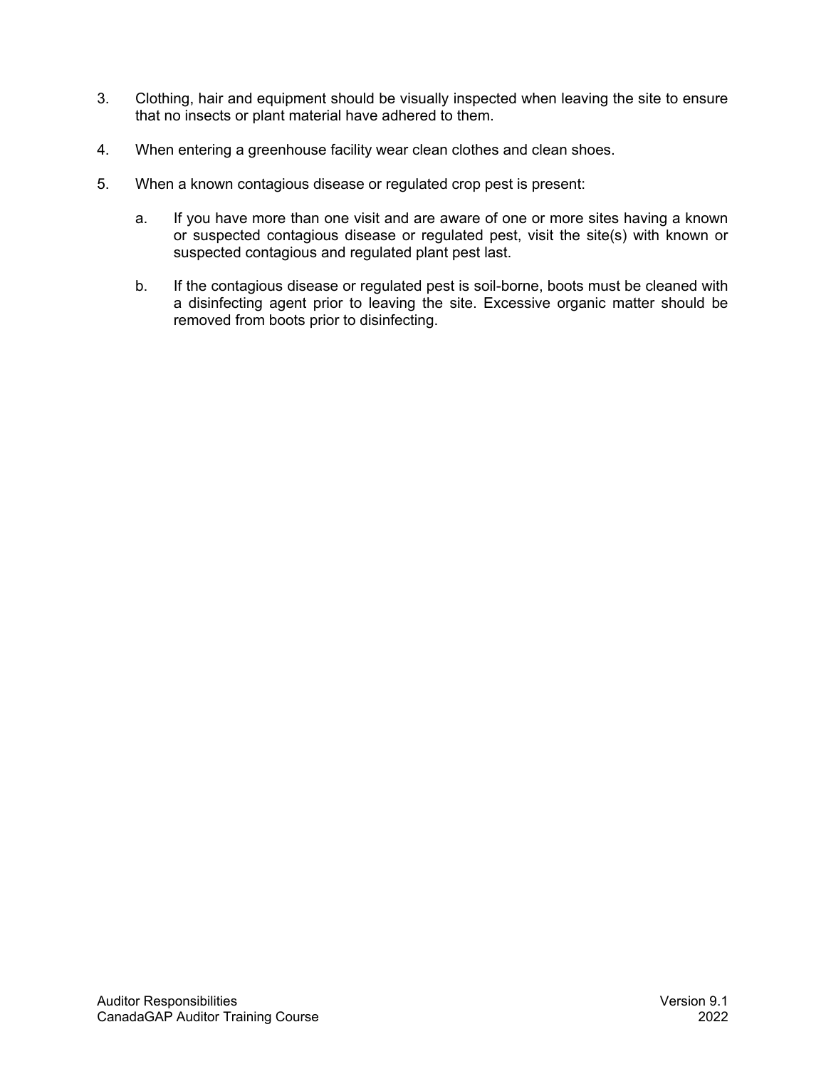3. Clothing, hair and equipment should be visually inspected when leaving the site to ensure that no insects or plant material have adhered to them.

4. When entering a greenhouse facility wear clean clothes and clean shoes.

5. When a known contagious disease or regulated crop pest is present:

   a. If you have more than one visit and are aware of one or more sites having a known or suspected contagious disease or regulated pest, visit the site(s) with known or suspected contagious and regulated plant pest last.

   b. If the contagious disease or regulated pest is soil-borne, boots must be cleaned with a disinfecting agent prior to leaving the site. Excessive organic matter should be removed from boots prior to disinfecting.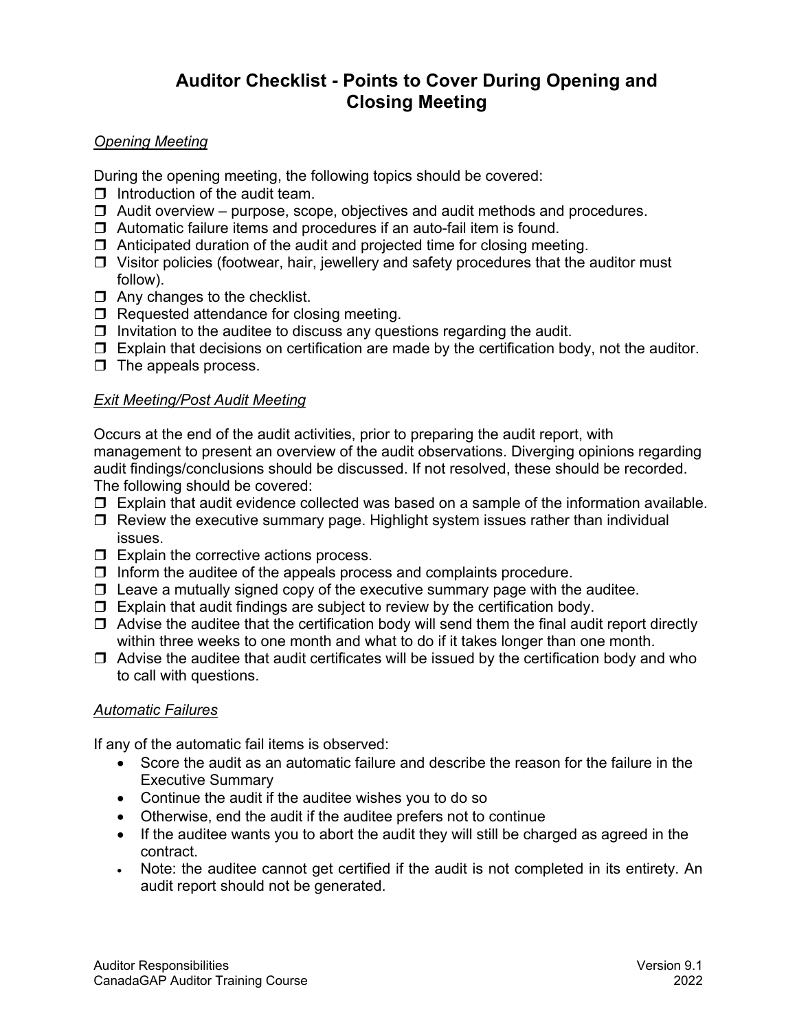# Auditor Checklist - Points to Cover During Opening and Closing Meeting

*Opening Meeting*

During the opening meeting, the following topics should be covered:

- [ ] Introduction of the audit team.
- [ ] Audit overview – purpose, scope, objectives and audit methods and procedures.
- [ ] Automatic failure items and procedures if an auto-fail item is found.
- [ ] Anticipated duration of the audit and projected time for closing meeting.
- [ ] Visitor policies (footwear, hair, jewellery and safety procedures that the auditor must follow).
- [ ] Any changes to the checklist.
- [ ] Requested attendance for closing meeting.
- [ ] Invitation to the auditee to discuss any questions regarding the audit.
- [ ] Explain that decisions on certification are made by the certification body, not the auditor.
- [ ] The appeals process.

*Exit Meeting/Post Audit Meeting*

Occurs at the end of the audit activities, prior to preparing the audit report, with management to present an overview of the audit observations. Diverging opinions regarding audit findings/conclusions should be discussed. If not resolved, these should be recorded. The following should be covered:

- [ ] Explain that audit evidence collected was based on a sample of the information available.
- [ ] Review the executive summary page. Highlight system issues rather than individual issues.
- [ ] Explain the corrective actions process.
- [ ] Inform the auditee of the appeals process and complaints procedure.
- [ ] Leave a mutually signed copy of the executive summary page with the auditee.
- [ ] Explain that audit findings are subject to review by the certification body.
- [ ] Advise the auditee that the certification body will send them the final audit report directly within three weeks to one month and what to do if it takes longer than one month.
- [ ] Advise the auditee that audit certificates will be issued by the certification body and who to call with questions.

*Automatic Failures*

If any of the automatic fail items is observed:

- Score the audit as an automatic failure and describe the reason for the failure in the Executive Summary
- Continue the audit if the auditee wishes you to do so
- Otherwise, end the audit if the auditee prefers not to continue
- If the auditee wants you to abort the audit they will still be charged as agreed in the contract.
- Note: the auditee cannot get certified if the audit is not completed in its entirety. An audit report should not be generated.